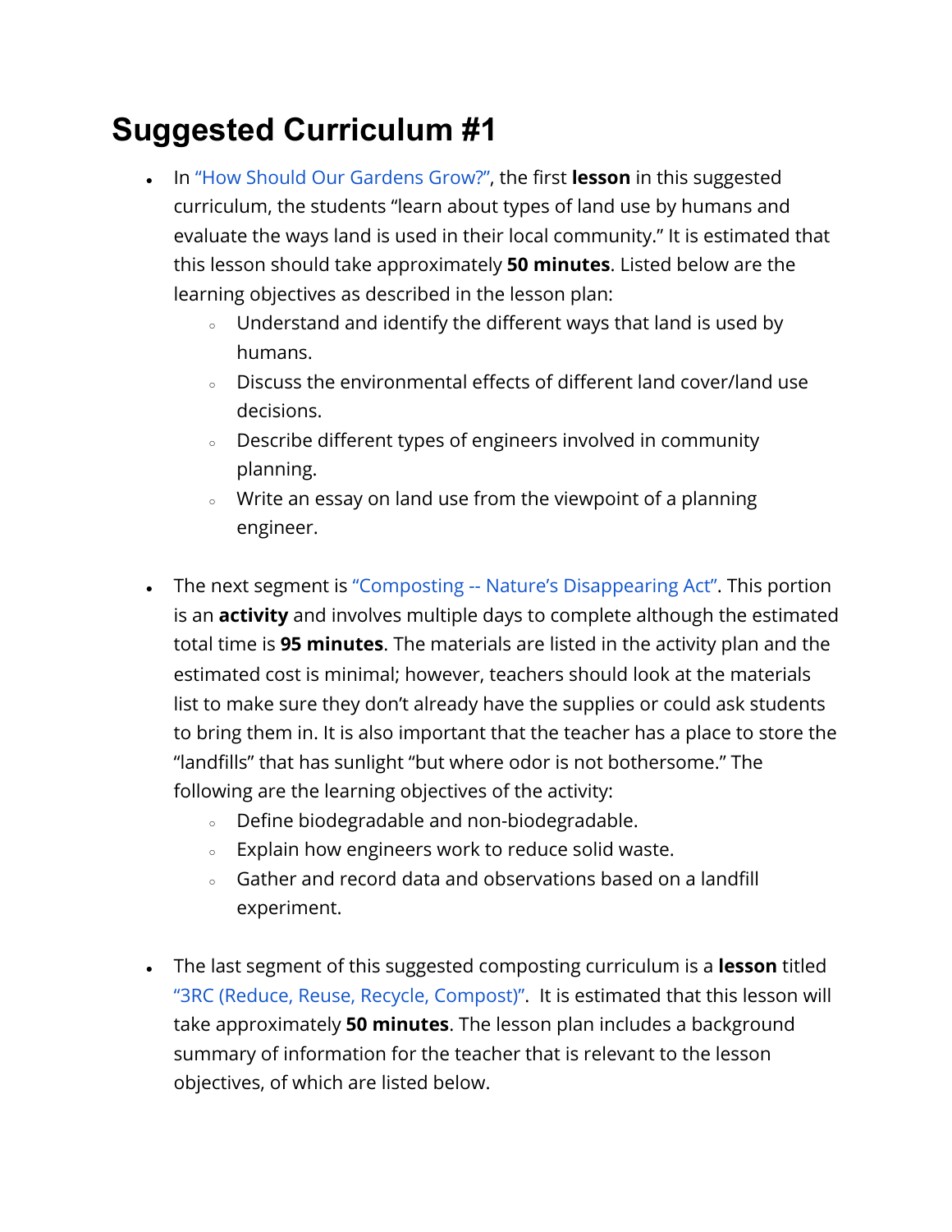# Suggested Curriculum #1

- In "How Should Our Gardens Grow?", the first **lesson** in this suggested curriculum, the students "learn about types of land use by humans and evaluate the ways land is used in their local community." It is estimated that this lesson should take approximately **50 minutes**. Listed below are the learning objectives as described in the lesson plan:
    - Understand and identify the different ways that land is used by humans.
    - Discuss the environmental effects of different land cover/land use decisions.
    - Describe different types of engineers involved in community planning.
    - Write an essay on land use from the viewpoint of a planning engineer.

- The next segment is "Composting -- Nature's Disappearing Act". This portion is an **activity** and involves multiple days to complete although the estimated total time is **95 minutes**. The materials are listed in the activity plan and the estimated cost is minimal; however, teachers should look at the materials list to make sure they don't already have the supplies or could ask students to bring them in. It is also important that the teacher has a place to store the "landfills" that has sunlight "but where odor is not bothersome." The following are the learning objectives of the activity:
    - Define biodegradable and non-biodegradable.
    - Explain how engineers work to reduce solid waste.
    - Gather and record data and observations based on a landfill experiment.

- The last segment of this suggested composting curriculum is a **lesson** titled "3RC (Reduce, Reuse, Recycle, Compost)". It is estimated that this lesson will take approximately **50 minutes**. The lesson plan includes a background summary of information for the teacher that is relevant to the lesson objectives, of which are listed below.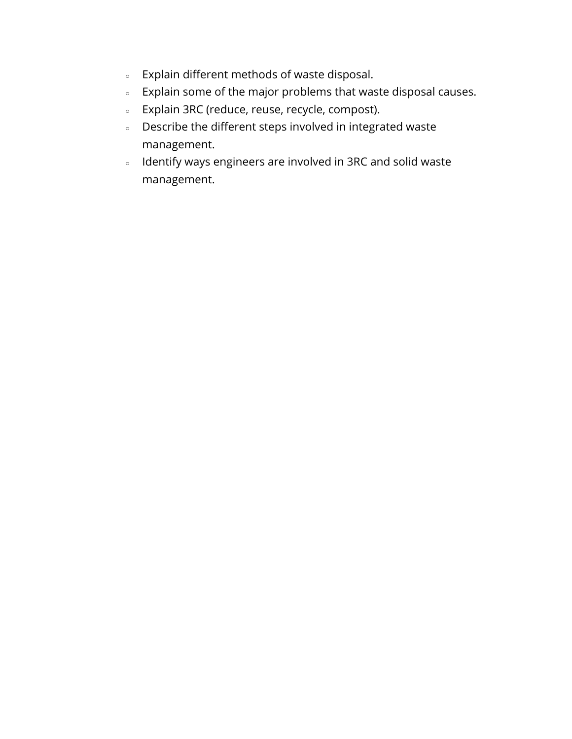- Explain different methods of waste disposal.
- Explain some of the major problems that waste disposal causes.
- Explain 3RC (reduce, reuse, recycle, compost).
- Describe the different steps involved in integrated waste management.
- Identify ways engineers are involved in 3RC and solid waste management.